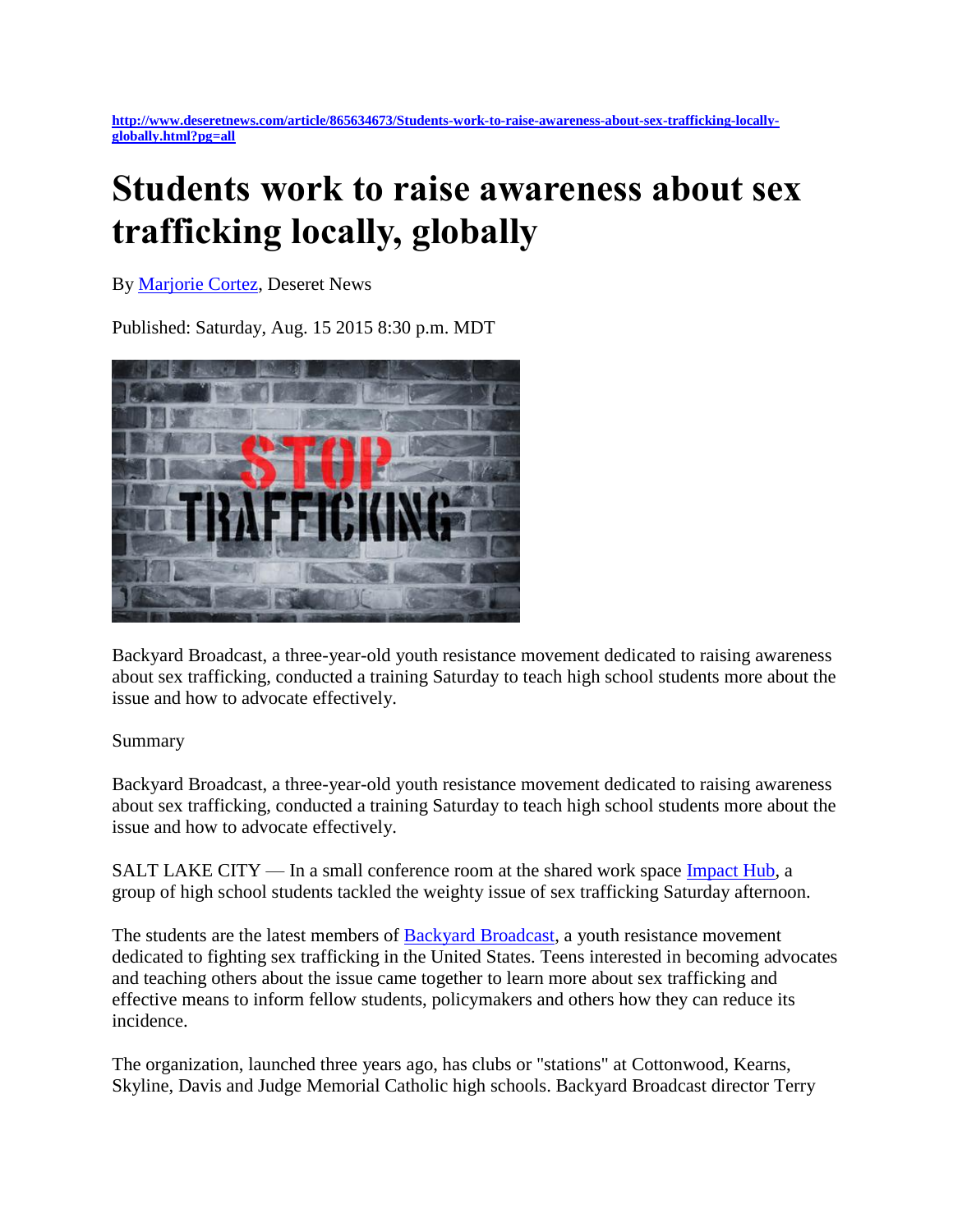http://www.deseretnews.com/article/865634673/Students-work-to-raise-awareness-about-sex-trafficking-locally-globally.html?pg=all

# Students work to raise awareness about sex trafficking locally, globally

By Marjorie Cortez, Deseret News

Published: Saturday, Aug. 15 2015 8:30 p.m. MDT

Backyard Broadcast, a three-year-old youth resistance movement dedicated to raising awareness about sex trafficking, conducted a training Saturday to teach high school students more about the issue and how to advocate effectively.

Summary

Backyard Broadcast, a three-year-old youth resistance movement dedicated to raising awareness about sex trafficking, conducted a training Saturday to teach high school students more about the issue and how to advocate effectively.

SALT LAKE CITY — In a small conference room at the shared work space Impact Hub, a group of high school students tackled the weighty issue of sex trafficking Saturday afternoon.

The students are the latest members of Backyard Broadcast, a youth resistance movement dedicated to fighting sex trafficking in the United States. Teens interested in becoming advocates and teaching others about the issue came together to learn more about sex trafficking and effective means to inform fellow students, policymakers and others how they can reduce its incidence.

The organization, launched three years ago, has clubs or "stations" at Cottonwood, Kearns, Skyline, Davis and Judge Memorial Catholic high schools. Backyard Broadcast director Terry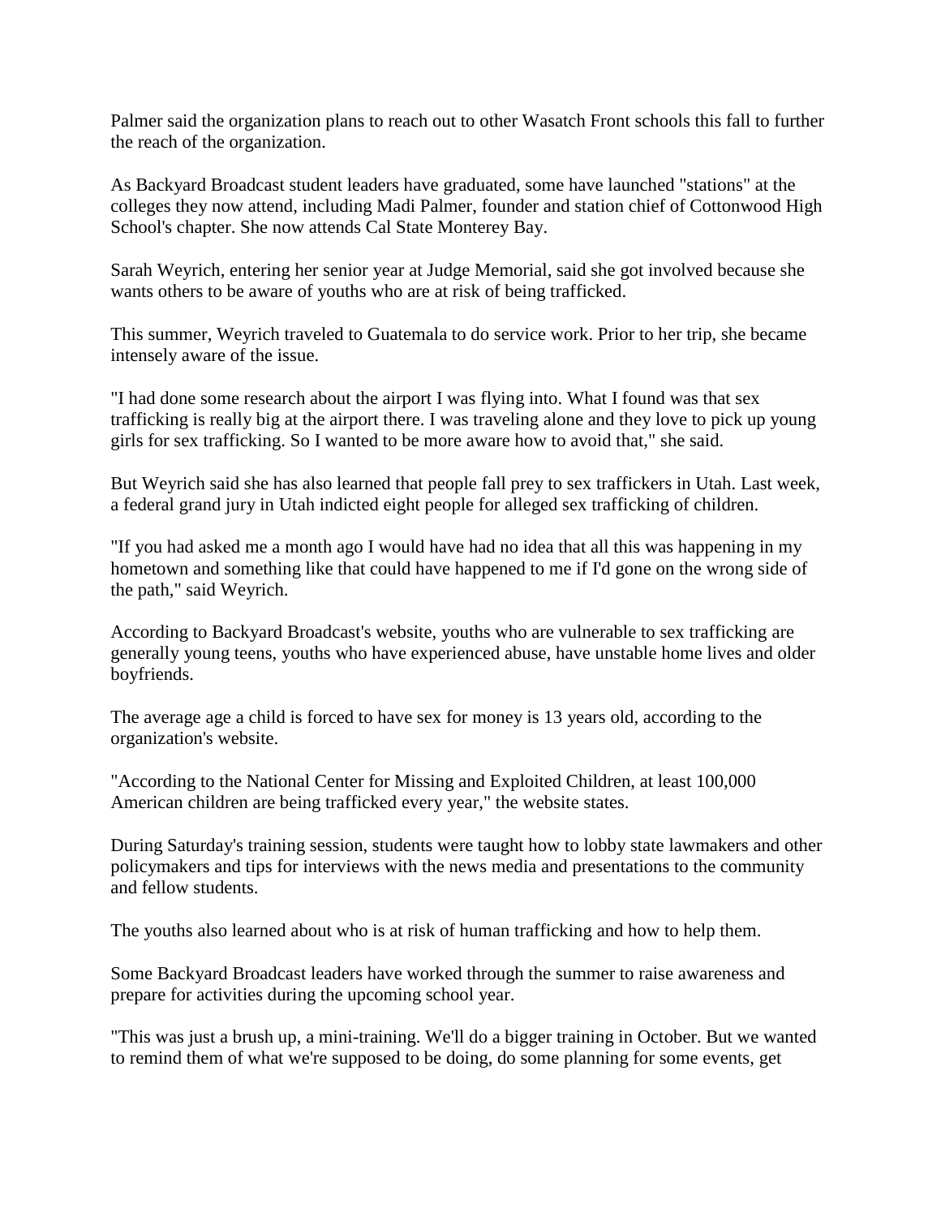Palmer said the organization plans to reach out to other Wasatch Front schools this fall to further the reach of the organization.

As Backyard Broadcast student leaders have graduated, some have launched "stations" at the colleges they now attend, including Madi Palmer, founder and station chief of Cottonwood High School's chapter. She now attends Cal State Monterey Bay.

Sarah Weyrich, entering her senior year at Judge Memorial, said she got involved because she wants others to be aware of youths who are at risk of being trafficked.

This summer, Weyrich traveled to Guatemala to do service work. Prior to her trip, she became intensely aware of the issue.

"I had done some research about the airport I was flying into. What I found was that sex trafficking is really big at the airport there. I was traveling alone and they love to pick up young girls for sex trafficking. So I wanted to be more aware how to avoid that," she said.

But Weyrich said she has also learned that people fall prey to sex traffickers in Utah. Last week, a federal grand jury in Utah indicted eight people for alleged sex trafficking of children.

"If you had asked me a month ago I would have had no idea that all this was happening in my hometown and something like that could have happened to me if I'd gone on the wrong side of the path," said Weyrich.

According to Backyard Broadcast's website, youths who are vulnerable to sex trafficking are generally young teens, youths who have experienced abuse, have unstable home lives and older boyfriends.

The average age a child is forced to have sex for money is 13 years old, according to the organization's website.

"According to the National Center for Missing and Exploited Children, at least 100,000 American children are being trafficked every year," the website states.

During Saturday's training session, students were taught how to lobby state lawmakers and other policymakers and tips for interviews with the news media and presentations to the community and fellow students.

The youths also learned about who is at risk of human trafficking and how to help them.

Some Backyard Broadcast leaders have worked through the summer to raise awareness and prepare for activities during the upcoming school year.

"This was just a brush up, a mini-training. We'll do a bigger training in October. But we wanted to remind them of what we're supposed to be doing, do some planning for some events, get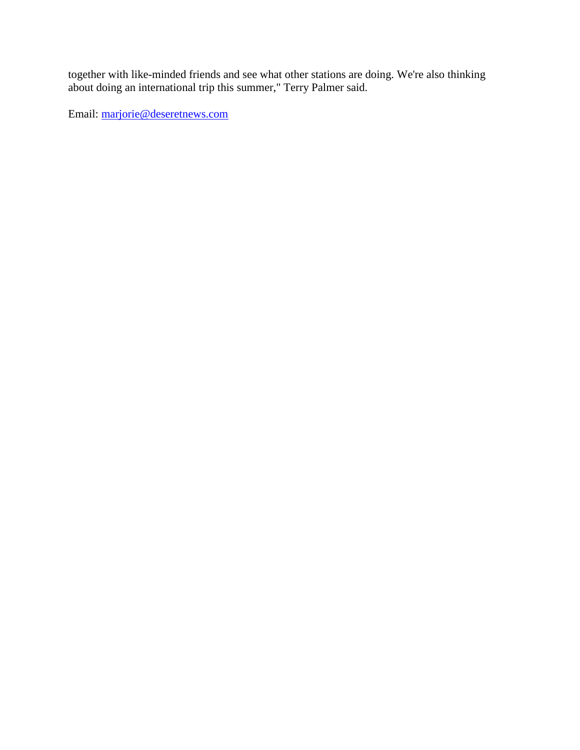together with like-minded friends and see what other stations are doing. We're also thinking about doing an international trip this summer," Terry Palmer said.

Email: marjorie@deseretnews.com